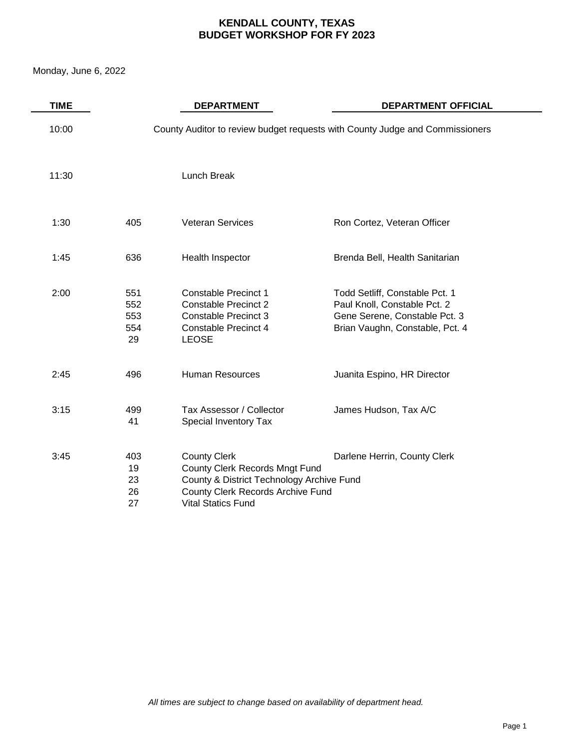# KENDALL COUNTY, TEXAS
# BUDGET WORKSHOP FOR FY 2023

Monday, June 6, 2022

| TIME | | DEPARTMENT | DEPARTMENT OFFICIAL |
|---|---|---|---|
| 10:00 | | County Auditor to review budget requests with County Judge and Commissioners | |
| 11:30 | | Lunch Break | |
| 1:30 | 405 | Veteran Services | Ron Cortez, Veteran Officer |
| 1:45 | 636 | Health Inspector | Brenda Bell, Health Sanitarian |
| 2:00 | 551 | Constable Precinct 1 | Todd Setliff, Constable Pct. 1 |
| | 552 | Constable Precinct 2 | Paul Knoll, Constable Pct. 2 |
| | 553 | Constable Precinct 3 | Gene Serene, Constable Pct. 3 |
| | 554 | Constable Precinct 4 | Brian Vaughn, Constable, Pct. 4 |
| | 29 | LEOSE | |
| 2:45 | 496 | Human Resources | Juanita Espino, HR Director |
| 3:15 | 499 | Tax Assessor / Collector | James Hudson, Tax A/C |
| | 41 | Special Inventory Tax | |
| 3:45 | 403 | County Clerk | Darlene Herrin, County Clerk |
| | 19 | County Clerk Records Mngt Fund | |
| | 23 | County & District Technology Archive Fund | |
| | 26 | County Clerk Records Archive Fund | |
| | 27 | Vital Statics Fund | |

*All times are subject to change based on availability of department head.*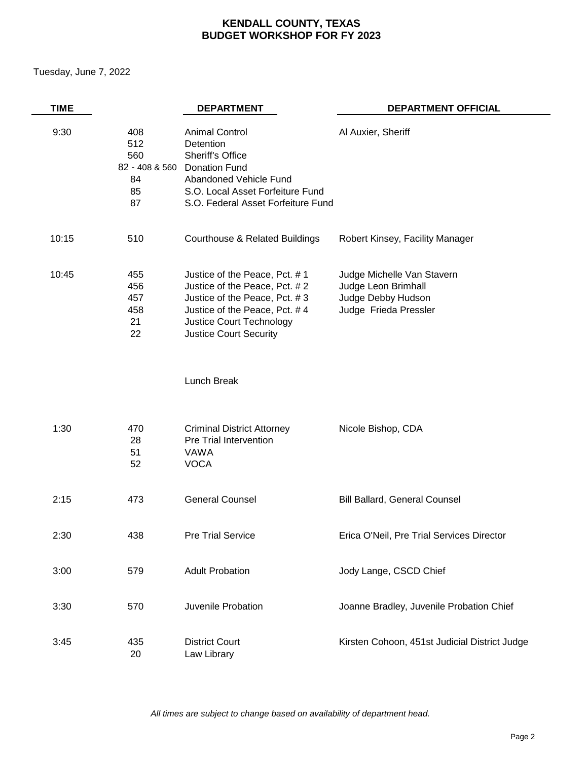# KENDALL COUNTY, TEXAS
# BUDGET WORKSHOP FOR FY 2023

Tuesday, June 7, 2022

| TIME | | DEPARTMENT | DEPARTMENT OFFICIAL |
|---|---|---|---|
| 9:30 | 408 | Animal Control | Al Auxier, Sheriff |
| | 512 | Detention | |
| | 560 | Sheriff's Office | |
| | 82 - 408 & 560 | Donation Fund | |
| | 84 | Abandoned Vehicle Fund | |
| | 85 | S.O. Local Asset Forfeiture Fund | |
| | 87 | S.O. Federal Asset Forfeiture Fund | |
| 10:15 | 510 | Courthouse & Related Buildings | Robert Kinsey, Facility Manager |
| 10:45 | 455 | Justice of the Peace, Pct. # 1 | Judge Michelle Van Stavern |
| | 456 | Justice of the Peace, Pct. # 2 | Judge Leon Brimhall |
| | 457 | Justice of the Peace, Pct. # 3 | Judge Debby Hudson |
| | 458 | Justice of the Peace, Pct. # 4 | Judge Frieda Pressler |
| | 21 | Justice Court Technology | |
| | 22 | Justice Court Security | |
| | | Lunch Break | |
| 1:30 | 470 | Criminal District Attorney | Nicole Bishop, CDA |
| | 28 | Pre Trial Intervention | |
| | 51 | VAWA | |
| | 52 | VOCA | |
| 2:15 | 473 | General Counsel | Bill Ballard, General Counsel |
| 2:30 | 438 | Pre Trial Service | Erica O'Neil, Pre Trial Services Director |
| 3:00 | 579 | Adult Probation | Jody Lange, CSCD Chief |
| 3:30 | 570 | Juvenile Probation | Joanne Bradley, Juvenile Probation Chief |
| 3:45 | 435 | District Court | Kirsten Cohoon, 451st Judicial District Judge |
| | 20 | Law Library | |

*All times are subject to change based on availability of department head.*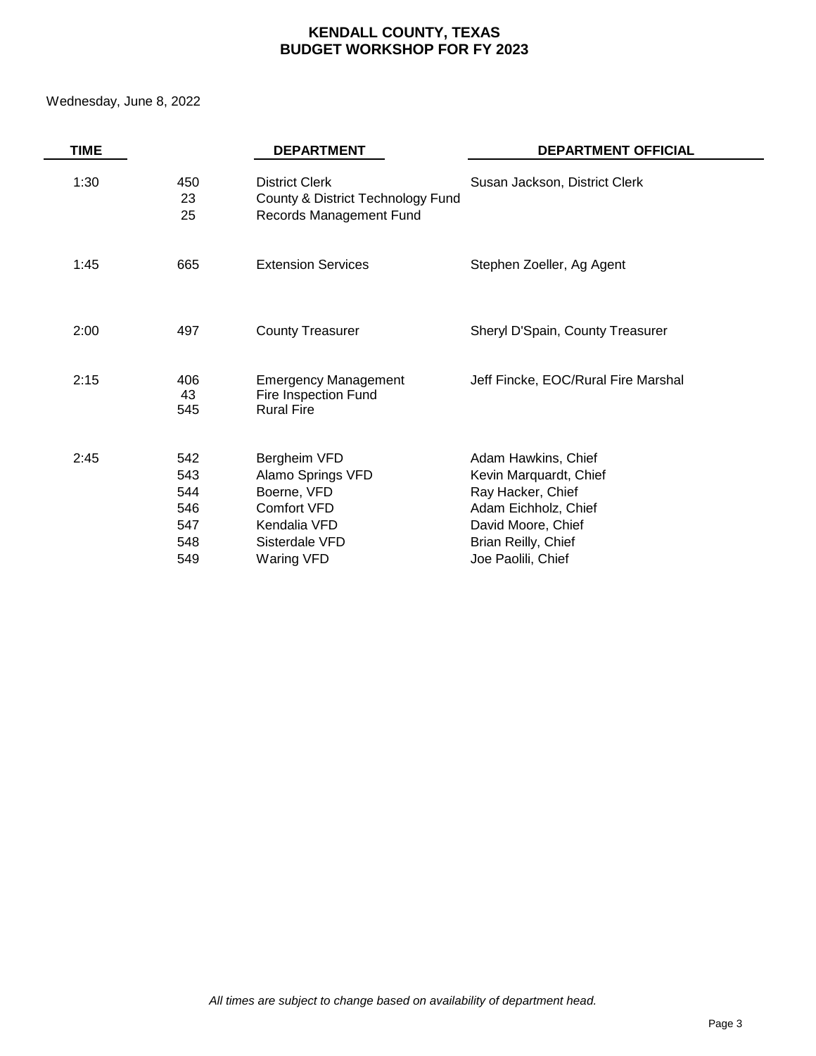# KENDALL COUNTY, TEXAS
## BUDGET WORKSHOP FOR FY 2023

Wednesday, June 8, 2022

| TIME | | DEPARTMENT | DEPARTMENT OFFICIAL |
|---|---|---|---|
| 1:30 | 450 | District Clerk | Susan Jackson, District Clerk |
| | 23 | County & District Technology Fund | |
| | 25 | Records Management Fund | |
| 1:45 | 665 | Extension Services | Stephen Zoeller, Ag Agent |
| 2:00 | 497 | County Treasurer | Sheryl D'Spain, County Treasurer |
| 2:15 | 406 | Emergency Management | Jeff Fincke, EOC/Rural Fire Marshal |
| | 43 | Fire Inspection Fund | |
| | 545 | Rural Fire | |
| 2:45 | 542 | Bergheim VFD | Adam Hawkins, Chief |
| | 543 | Alamo Springs VFD | Kevin Marquardt, Chief |
| | 544 | Boerne, VFD | Ray Hacker, Chief |
| | 546 | Comfort VFD | Adam Eichholz, Chief |
| | 547 | Kendalia VFD | David Moore, Chief |
| | 548 | Sisterdale VFD | Brian Reilly, Chief |
| | 549 | Waring VFD | Joe Paolili, Chief |

*All times are subject to change based on availability of department head.*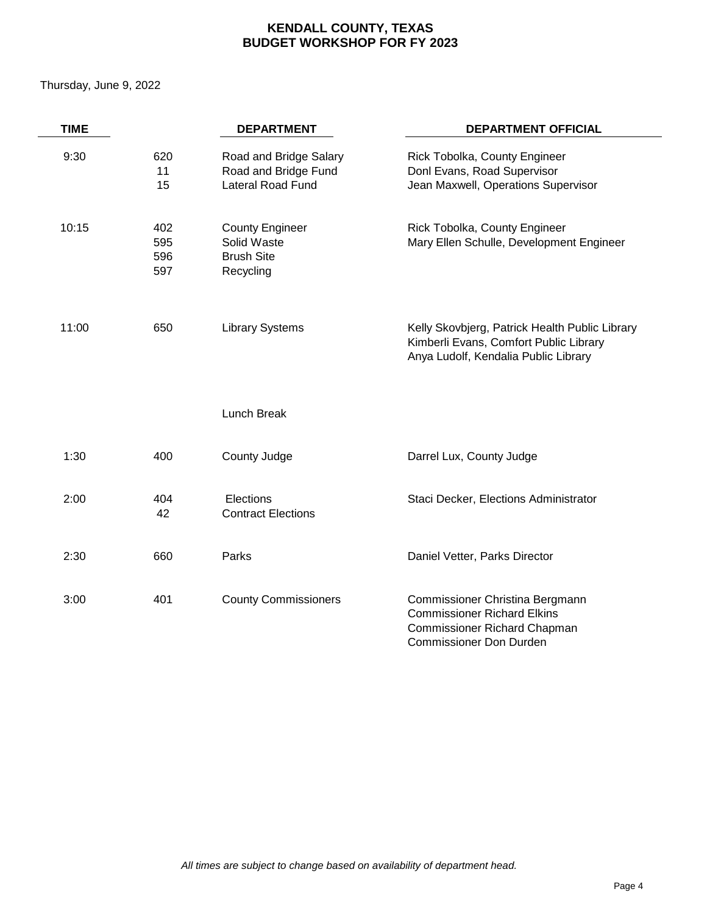# KENDALL COUNTY, TEXAS
# BUDGET WORKSHOP FOR FY 2023

Thursday, June 9, 2022

| TIME | | DEPARTMENT | DEPARTMENT OFFICIAL |
|---|---|---|---|
| 9:30 | 620 | Road and Bridge Salary | Rick Tobolka, County Engineer |
| | 11 | Road and Bridge Fund | Donl Evans, Road Supervisor |
| | 15 | Lateral Road Fund | Jean Maxwell, Operations Supervisor |
| 10:15 | 402 | County Engineer | Rick Tobolka, County Engineer |
| | 595 | Solid Waste | Mary Ellen Schulle, Development Engineer |
| | 596 | Brush Site | |
| | 597 | Recycling | |
| 11:00 | 650 | Library Systems | Kelly Skovbjerg, Patrick Health Public Library |
| | | | Kimberli Evans, Comfort Public Library |
| | | | Anya Ludolf, Kendalia Public Library |
| | | Lunch Break | |
| 1:30 | 400 | County Judge | Darrel Lux, County Judge |
| 2:00 | 404 | Elections | Staci Decker, Elections Administrator |
| | 42 | Contract Elections | |
| 2:30 | 660 | Parks | Daniel Vetter, Parks Director |
| 3:00 | 401 | County Commissioners | Commissioner Christina Bergmann |
| | | | Commissioner Richard Elkins |
| | | | Commissioner Richard Chapman |
| | | | Commissioner Don Durden |

*All times are subject to change based on availability of department head.*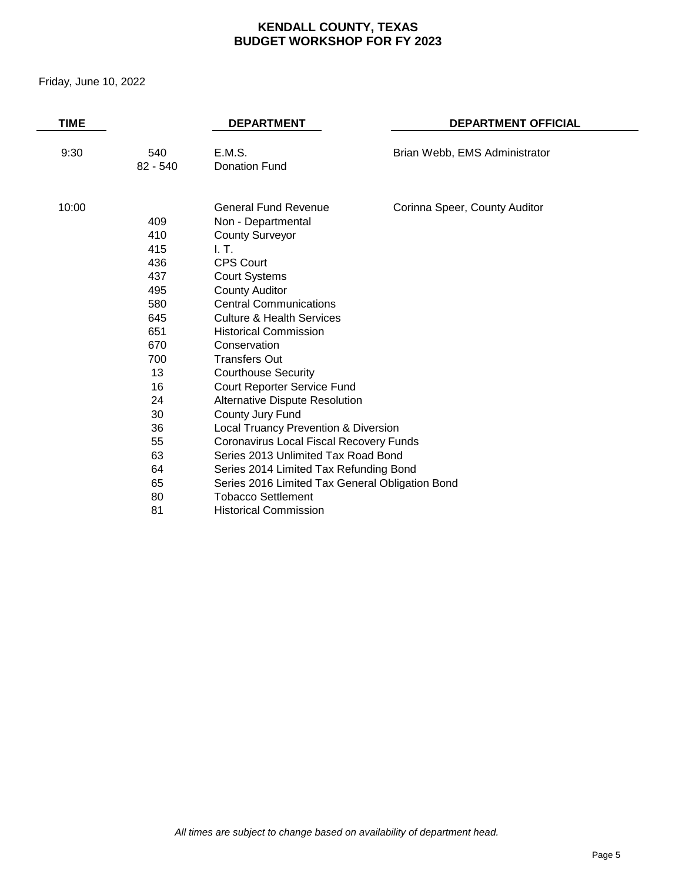# KENDALL COUNTY, TEXAS
# BUDGET WORKSHOP FOR FY 2023

Friday, June 10, 2022

| TIME | | DEPARTMENT | DEPARTMENT OFFICIAL |
|---|---|---|---|
| 9:30 | 540 | E.M.S. | Brian Webb, EMS Administrator |
| | 82 - 540 | Donation Fund | |
| 10:00 | | General Fund Revenue | Corinna Speer, County Auditor |
| | 409 | Non - Departmental | |
| | 410 | County Surveyor | |
| | 415 | I. T. | |
| | 436 | CPS Court | |
| | 437 | Court Systems | |
| | 495 | County Auditor | |
| | 580 | Central Communications | |
| | 645 | Culture & Health Services | |
| | 651 | Historical Commission | |
| | 670 | Conservation | |
| | 700 | Transfers Out | |
| | 13 | Courthouse Security | |
| | 16 | Court Reporter Service Fund | |
| | 24 | Alternative Dispute Resolution | |
| | 30 | County Jury Fund | |
| | 36 | Local Truancy Prevention & Diversion | |
| | 55 | Coronavirus Local Fiscal Recovery Funds | |
| | 63 | Series 2013 Unlimited Tax Road Bond | |
| | 64 | Series 2014 Limited Tax Refunding Bond | |
| | 65 | Series 2016 Limited Tax General Obligation Bond | |
| | 80 | Tobacco Settlement | |
| | 81 | Historical Commission | |

*All times are subject to change based on availability of department head.*